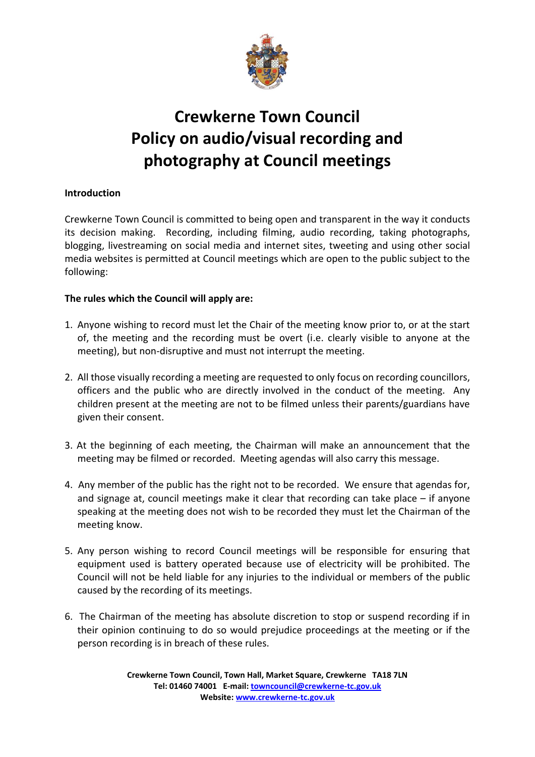# Crewkerne Town Council
# Policy on audio/visual recording and photography at Council meetings

**Introduction**

Crewkerne Town Council is committed to being open and transparent in the way it conducts its decision making. Recording, including filming, audio recording, taking photographs, blogging, livestreaming on social media and internet sites, tweeting and using other social media websites is permitted at Council meetings which are open to the public subject to the following:

**The rules which the Council will apply are:**

1. Anyone wishing to record must let the Chair of the meeting know prior to, or at the start of, the meeting and the recording must be overt (i.e. clearly visible to anyone at the meeting), but non-disruptive and must not interrupt the meeting.

2. All those visually recording a meeting are requested to only focus on recording councillors, officers and the public who are directly involved in the conduct of the meeting. Any children present at the meeting are not to be filmed unless their parents/guardians have given their consent.

3. At the beginning of each meeting, the Chairman will make an announcement that the meeting may be filmed or recorded. Meeting agendas will also carry this message.

4. Any member of the public has the right not to be recorded. We ensure that agendas for, and signage at, council meetings make it clear that recording can take place – if anyone speaking at the meeting does not wish to be recorded they must let the Chairman of the meeting know.

5. Any person wishing to record Council meetings will be responsible for ensuring that equipment used is battery operated because use of electricity will be prohibited. The Council will not be held liable for any injuries to the individual or members of the public caused by the recording of its meetings.

6. The Chairman of the meeting has absolute discretion to stop or suspend recording if in their opinion continuing to do so would prejudice proceedings at the meeting or if the person recording is in breach of these rules.

**Crewkerne Town Council, Town Hall, Market Square, Crewkerne TA18 7LN**
**Tel: 01460 74001 E-mail: towncouncil@crewkerne-tc.gov.uk**
**Website: www.crewkerne-tc.gov.uk**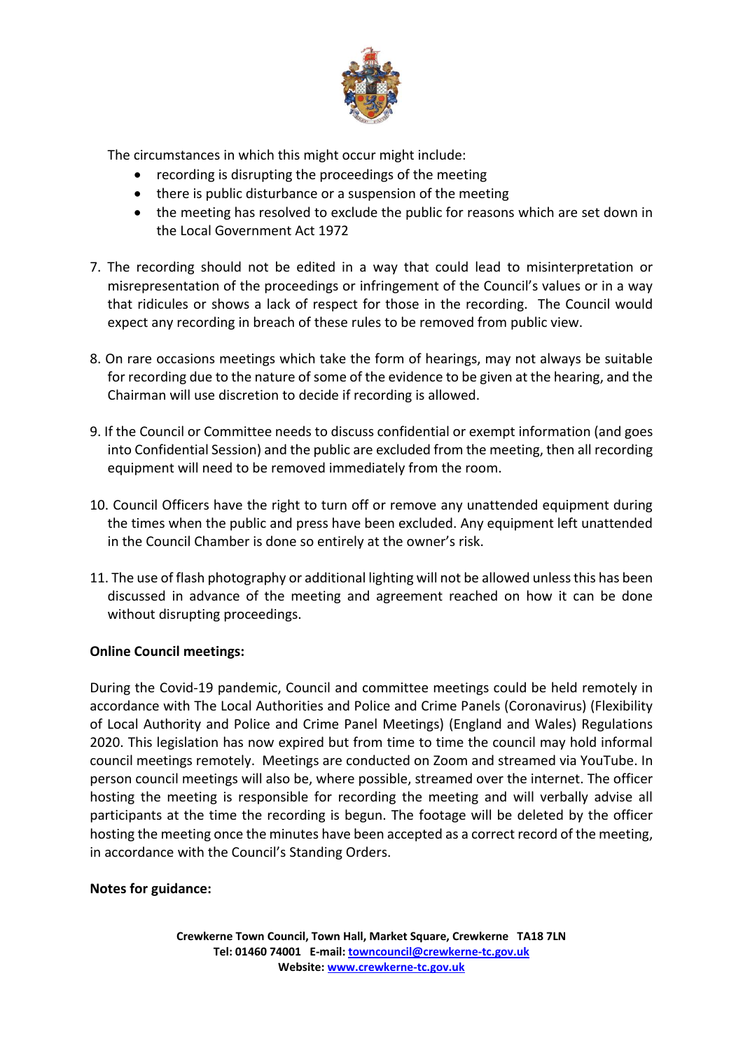The circumstances in which this might occur might include:

- recording is disrupting the proceedings of the meeting
- there is public disturbance or a suspension of the meeting
- the meeting has resolved to exclude the public for reasons which are set down in the Local Government Act 1972

7. The recording should not be edited in a way that could lead to misinterpretation or misrepresentation of the proceedings or infringement of the Council's values or in a way that ridicules or shows a lack of respect for those in the recording. The Council would expect any recording in breach of these rules to be removed from public view.

8. On rare occasions meetings which take the form of hearings, may not always be suitable for recording due to the nature of some of the evidence to be given at the hearing, and the Chairman will use discretion to decide if recording is allowed.

9. If the Council or Committee needs to discuss confidential or exempt information (and goes into Confidential Session) and the public are excluded from the meeting, then all recording equipment will need to be removed immediately from the room.

10. Council Officers have the right to turn off or remove any unattended equipment during the times when the public and press have been excluded. Any equipment left unattended in the Council Chamber is done so entirely at the owner's risk.

11. The use of flash photography or additional lighting will not be allowed unless this has been discussed in advance of the meeting and agreement reached on how it can be done without disrupting proceedings.

**Online Council meetings:**

During the Covid-19 pandemic, Council and committee meetings could be held remotely in accordance with The Local Authorities and Police and Crime Panels (Coronavirus) (Flexibility of Local Authority and Police and Crime Panel Meetings) (England and Wales) Regulations 2020. This legislation has now expired but from time to time the council may hold informal council meetings remotely. Meetings are conducted on Zoom and streamed via YouTube. In person council meetings will also be, where possible, streamed over the internet. The officer hosting the meeting is responsible for recording the meeting and will verbally advise all participants at the time the recording is begun. The footage will be deleted by the officer hosting the meeting once the minutes have been accepted as a correct record of the meeting, in accordance with the Council's Standing Orders.

**Notes for guidance:**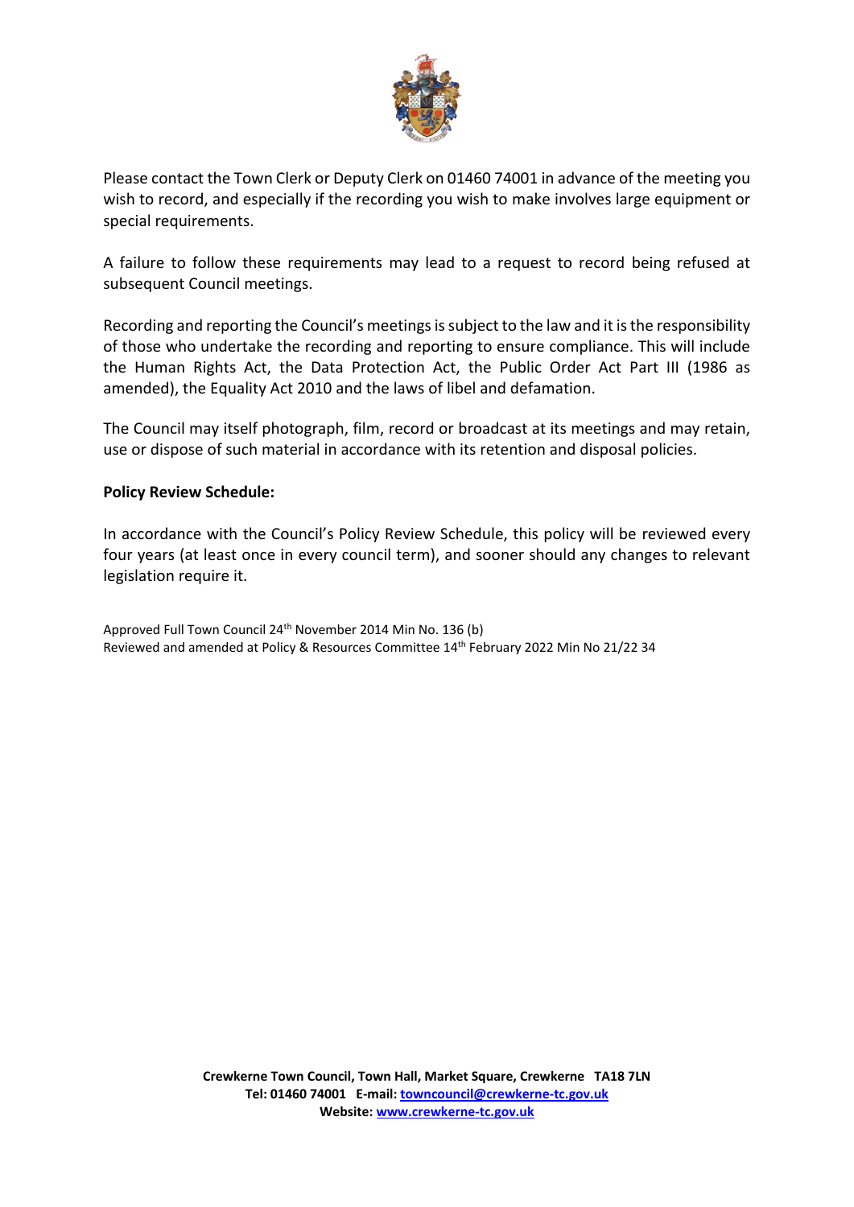Please contact the Town Clerk or Deputy Clerk on 01460 74001 in advance of the meeting you wish to record, and especially if the recording you wish to make involves large equipment or special requirements.

A failure to follow these requirements may lead to a request to record being refused at subsequent Council meetings.

Recording and reporting the Council's meetings is subject to the law and it is the responsibility of those who undertake the recording and reporting to ensure compliance. This will include the Human Rights Act, the Data Protection Act, the Public Order Act Part III (1986 as amended), the Equality Act 2010 and the laws of libel and defamation.

The Council may itself photograph, film, record or broadcast at its meetings and may retain, use or dispose of such material in accordance with its retention and disposal policies.

**Policy Review Schedule:**

In accordance with the Council's Policy Review Schedule, this policy will be reviewed every four years (at least once in every council term), and sooner should any changes to relevant legislation require it.

Approved Full Town Council 24th November 2014 Min No. 136 (b)
Reviewed and amended at Policy & Resources Committee 14th February 2022 Min No 21/22 34

**Crewkerne Town Council, Town Hall, Market Square, Crewkerne TA18 7LN**
**Tel: 01460 74001 E-mail: towncouncil@crewkerne-tc.gov.uk**
**Website: www.crewkerne-tc.gov.uk**